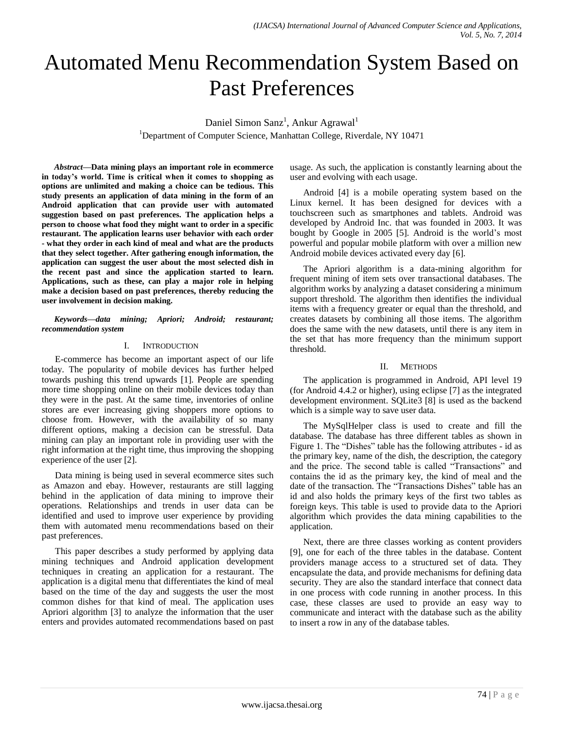# Automated Menu Recommendation System Based on Past Preferences

Daniel Simon Sanz[1], Ankur Agrawal[1]

[1]Department of Computer Science, Manhattan College, Riverdale, NY 10471

***Abstract*—Data mining plays an important role in ecommerce in today's world. Time is critical when it comes to shopping as options are unlimited and making a choice can be tedious. This study presents an application of data mining in the form of an Android application that can provide user with automated suggestion based on past preferences. The application helps a person to choose what food they might want to order in a specific restaurant. The application learns user behavior with each order - what they order in each kind of meal and what are the products that they select together. After gathering enough information, the application can suggest the user about the most selected dish in the recent past and since the application started to learn. Applications, such as these, can play a major role in helping make a decision based on past preferences, thereby reducing the user involvement in decision making.**

***Keywords—data mining; Apriori; Android; restaurant; recommendation system***

## I. Introduction

E-commerce has become an important aspect of our life today. The popularity of mobile devices has further helped towards pushing this trend upwards [1]. People are spending more time shopping online on their mobile devices today than they were in the past. At the same time, inventories of online stores are ever increasing giving shoppers more options to choose from. However, with the availability of so many different options, making a decision can be stressful. Data mining can play an important role in providing user with the right information at the right time, thus improving the shopping experience of the user [2].

Data mining is being used in several ecommerce sites such as Amazon and ebay. However, restaurants are still lagging behind in the application of data mining to improve their operations. Relationships and trends in user data can be identified and used to improve user experience by providing them with automated menu recommendations based on their past preferences.

This paper describes a study performed by applying data mining techniques and Android application development techniques in creating an application for a restaurant. The application is a digital menu that differentiates the kind of meal based on the time of the day and suggests the user the most common dishes for that kind of meal. The application uses Apriori algorithm [3] to analyze the information that the user enters and provides automated recommendations based on past usage. As such, the application is constantly learning about the user and evolving with each usage.

Android [4] is a mobile operating system based on the Linux kernel. It has been designed for devices with a touchscreen such as smartphones and tablets. Android was developed by Android Inc. that was founded in 2003. It was bought by Google in 2005 [5]. Android is the world's most powerful and popular mobile platform with over a million new Android mobile devices activated every day [6].

The Apriori algorithm is a data-mining algorithm for frequent mining of item sets over transactional databases. The algorithm works by analyzing a dataset considering a minimum support threshold. The algorithm then identifies the individual items with a frequency greater or equal than the threshold, and creates datasets by combining all those items. The algorithm does the same with the new datasets, until there is any item in the set that has more frequency than the minimum support threshold.

## II. Methods

The application is programmed in Android, API level 19 (for Android 4.4.2 or higher), using eclipse [7] as the integrated development environment. SQLite3 [8] is used as the backend which is a simple way to save user data.

The MySqlHelper class is used to create and fill the database. The database has three different tables as shown in Figure 1. The "Dishes" table has the following attributes - id as the primary key, name of the dish, the description, the category and the price. The second table is called "Transactions" and contains the id as the primary key, the kind of meal and the date of the transaction. The "Transactions Dishes" table has an id and also holds the primary keys of the first two tables as foreign keys. This table is used to provide data to the Apriori algorithm which provides the data mining capabilities to the application.

Next, there are three classes working as content providers [9], one for each of the three tables in the database. Content providers manage access to a structured set of data. They encapsulate the data, and provide mechanisms for defining data security. They are also the standard interface that connect data in one process with code running in another process. In this case, these classes are used to provide an easy way to communicate and interact with the database such as the ability to insert a row in any of the database tables.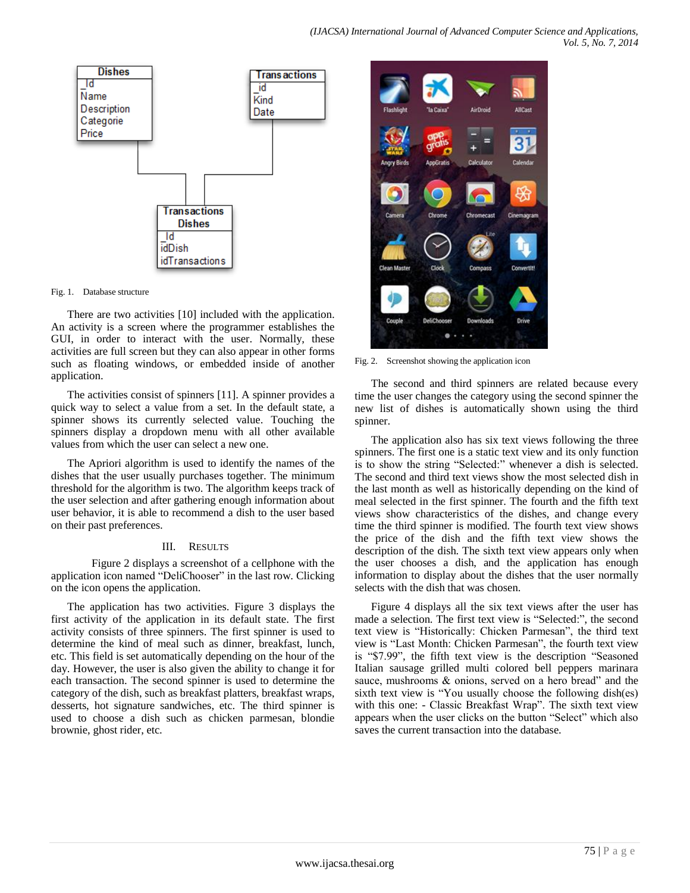Fig. 1. Database structure

There are two activities [10] included with the application. An activity is a screen where the programmer establishes the GUI, in order to interact with the user. Normally, these activities are full screen but they can also appear in other forms such as floating windows, or embedded inside of another application.

The activities consist of spinners [11]. A spinner provides a quick way to select a value from a set. In the default state, a spinner shows its currently selected value. Touching the spinners display a dropdown menu with all other available values from which the user can select a new one.

The Apriori algorithm is used to identify the names of the dishes that the user usually purchases together. The minimum threshold for the algorithm is two. The algorithm keeps track of the user selection and after gathering enough information about user behavior, it is able to recommend a dish to the user based on their past preferences.

## III. Results

Figure 2 displays a screenshot of a cellphone with the application icon named "DeliChooser" in the last row. Clicking on the icon opens the application.

The application has two activities. Figure 3 displays the first activity of the application in its default state. The first activity consists of three spinners. The first spinner is used to determine the kind of meal such as dinner, breakfast, lunch, etc. This field is set automatically depending on the hour of the day. However, the user is also given the ability to change it for each transaction. The second spinner is used to determine the category of the dish, such as breakfast platters, breakfast wraps, desserts, hot signature sandwiches, etc. The third spinner is used to choose a dish such as chicken parmesan, blondie brownie, ghost rider, etc.

Fig. 2. Screenshot showing the application icon

The second and third spinners are related because every time the user changes the category using the second spinner the new list of dishes is automatically shown using the third spinner.

The application also has six text views following the three spinners. The first one is a static text view and its only function is to show the string "Selected:" whenever a dish is selected. The second and third text views show the most selected dish in the last month as well as historically depending on the kind of meal selected in the first spinner. The fourth and the fifth text views show characteristics of the dishes, and change every time the third spinner is modified. The fourth text view shows the price of the dish and the fifth text view shows the description of the dish. The sixth text view appears only when the user chooses a dish, and the application has enough information to display about the dishes that the user normally selects with the dish that was chosen.

Figure 4 displays all the six text views after the user has made a selection. The first text view is "Selected:", the second text view is "Historically: Chicken Parmesan", the third text view is "Last Month: Chicken Parmesan", the fourth text view is "$7.99", the fifth text view is the description "Seasoned Italian sausage grilled multi colored bell peppers marinara sauce, mushrooms & onions, served on a hero bread" and the sixth text view is "You usually choose the following dish(es) with this one: - Classic Breakfast Wrap". The sixth text view appears when the user clicks on the button "Select" which also saves the current transaction into the database.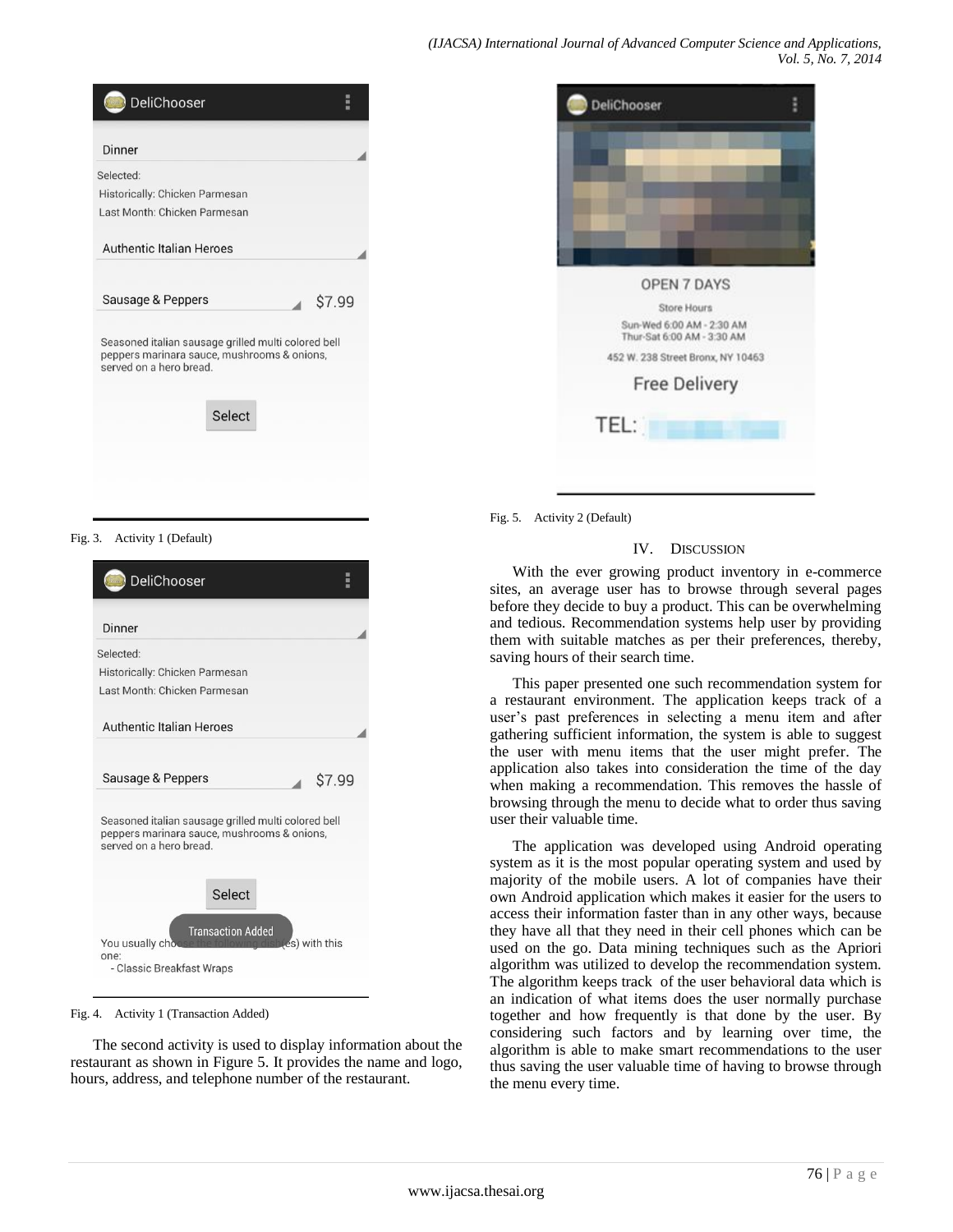Fig. 3. Activity 1 (Default)

Fig. 4. Activity 1 (Transaction Added)

The second activity is used to display information about the restaurant as shown in Figure 5. It provides the name and logo, hours, address, and telephone number of the restaurant.

Fig. 5. Activity 2 (Default)

## IV. Discussion

With the ever growing product inventory in e-commerce sites, an average user has to browse through several pages before they decide to buy a product. This can be overwhelming and tedious. Recommendation systems help user by providing them with suitable matches as per their preferences, thereby, saving hours of their search time.

This paper presented one such recommendation system for a restaurant environment. The application keeps track of a user's past preferences in selecting a menu item and after gathering sufficient information, the system is able to suggest the user with menu items that the user might prefer. The application also takes into consideration the time of the day when making a recommendation. This removes the hassle of browsing through the menu to decide what to order thus saving user their valuable time.

The application was developed using Android operating system as it is the most popular operating system and used by majority of the mobile users. A lot of companies have their own Android application which makes it easier for the users to access their information faster than in any other ways, because they have all that they need in their cell phones which can be used on the go. Data mining techniques such as the Apriori algorithm was utilized to develop the recommendation system. The algorithm keeps track of the user behavioral data which is an indication of what items does the user normally purchase together and how frequently is that done by the user. By considering such factors and by learning over time, the algorithm is able to make smart recommendations to the user thus saving the user valuable time of having to browse through the menu every time.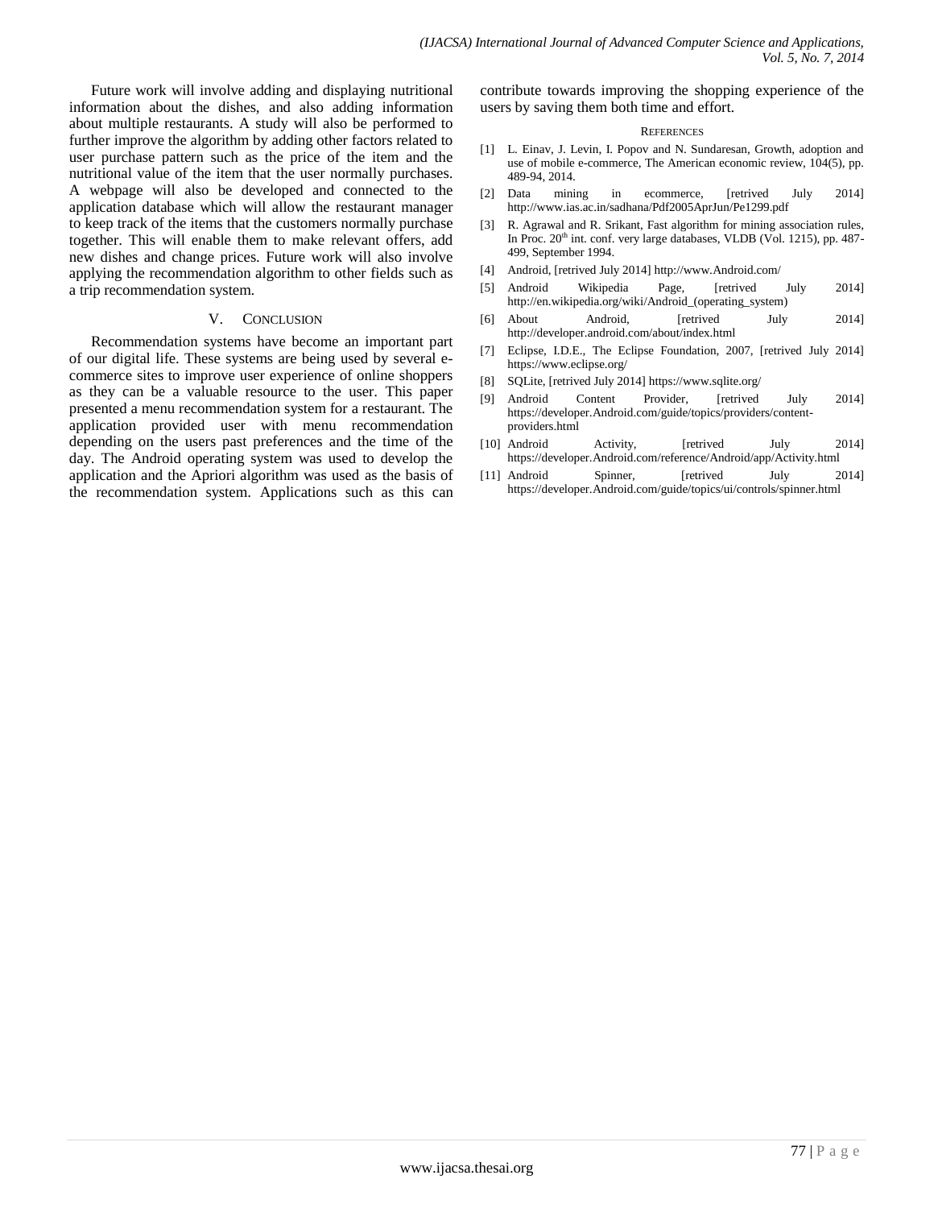Future work will involve adding and displaying nutritional information about the dishes, and also adding information about multiple restaurants. A study will also be performed to further improve the algorithm by adding other factors related to user purchase pattern such as the price of the item and the nutritional value of the item that the user normally purchases. A webpage will also be developed and connected to the application database which will allow the restaurant manager to keep track of the items that the customers normally purchase together. This will enable them to make relevant offers, add new dishes and change prices. Future work will also involve applying the recommendation algorithm to other fields such as a trip recommendation system.

## V. Conclusion

Recommendation systems have become an important part of our digital life. These systems are being used by several e-commerce sites to improve user experience of online shoppers as they can be a valuable resource to the user. This paper presented a menu recommendation system for a restaurant. The application provided user with menu recommendation depending on the users past preferences and the time of the day. The Android operating system was used to develop the application and the Apriori algorithm was used as the basis of the recommendation system. Applications such as this can contribute towards improving the shopping experience of the users by saving them both time and effort.

## References

[1] L. Einav, J. Levin, I. Popov and N. Sundaresan, Growth, adoption and use of mobile e-commerce, The American economic review, 104(5), pp. 489-94, 2014.

[2] Data mining in ecommerce, [retrived July 2014] http://www.ias.ac.in/sadhana/Pdf2005AprJun/Pe1299.pdf

[3] R. Agrawal and R. Srikant, Fast algorithm for mining association rules, In Proc. 20th int. conf. very large databases, VLDB (Vol. 1215), pp. 487-499, September 1994.

[4] Android, [retrived July 2014] http://www.Android.com/

[5] Android Wikipedia Page, [retrived July 2014] http://en.wikipedia.org/wiki/Android_(operating_system)

[6] About Android, [retrived July 2014] http://developer.android.com/about/index.html

[7] Eclipse, I.D.E., The Eclipse Foundation, 2007, [retrived July 2014] https://www.eclipse.org/

[8] SQLite, [retrived July 2014] https://www.sqlite.org/

[9] Android Content Provider, [retrived July 2014] https://developer.Android.com/guide/topics/providers/content-providers.html

[10] Android Activity, [retrived July 2014] https://developer.Android.com/reference/Android/app/Activity.html

[11] Android Spinner, [retrived July 2014] https://developer.Android.com/guide/topics/ui/controls/spinner.html